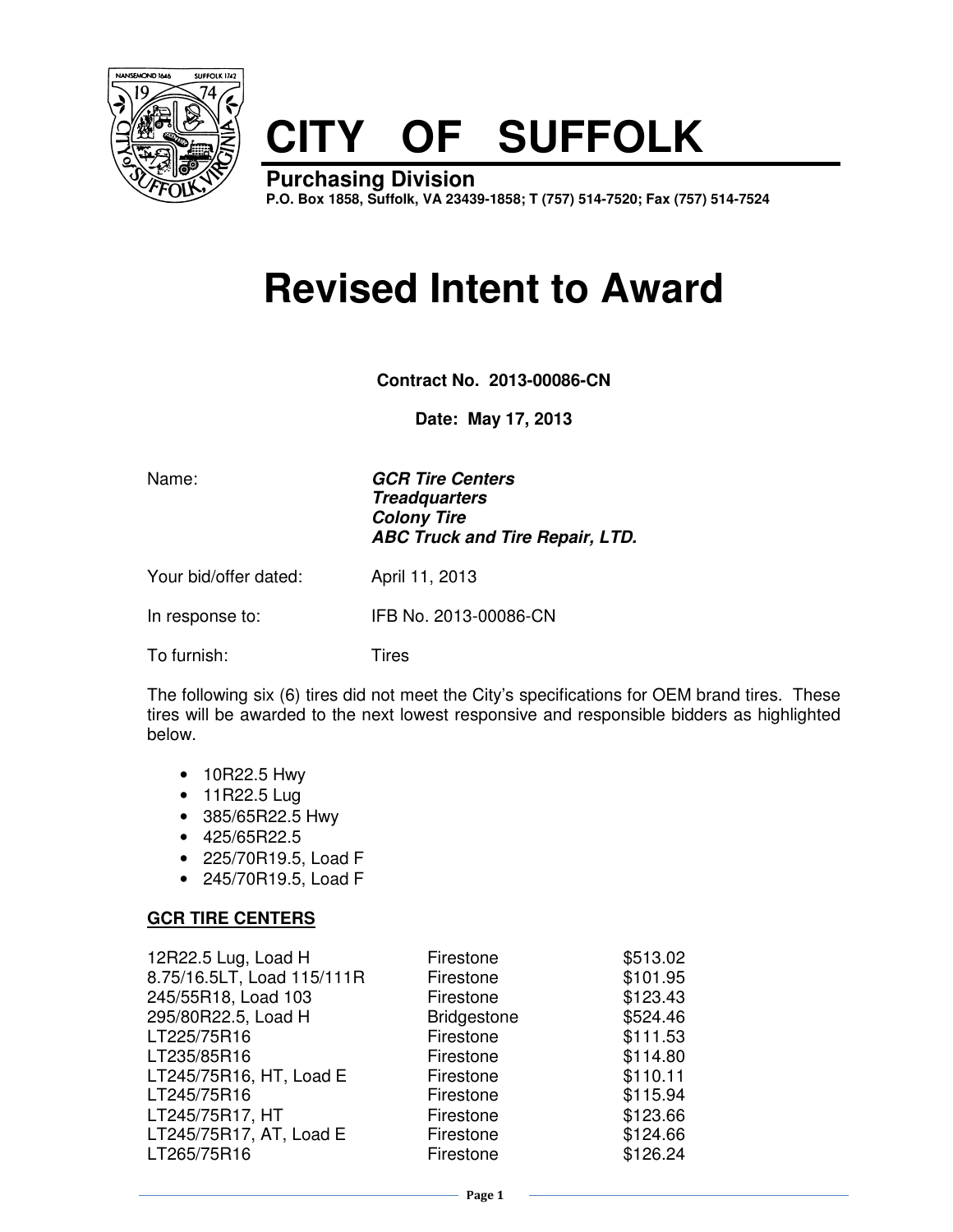# CITY OF SUFFOLK

**Purchasing Division**
**P.O. Box 1858, Suffolk, VA 23439-1858; T (757) 514-7520; Fax (757) 514-7524**

# Revised Intent to Award

**Contract No. 2013-00086-CN**

**Date: May 17, 2013**

Name: ***GCR Tire Centers***
***Treadquarters***
***Colony Tire***
***ABC Truck and Tire Repair, LTD.***

Your bid/offer dated: April 11, 2013

In response to: IFB No. 2013-00086-CN

To furnish: Tires

The following six (6) tires did not meet the City's specifications for OEM brand tires. These tires will be awarded to the next lowest responsive and responsible bidders as highlighted below.

- 10R22.5 Hwy
- 11R22.5 Lug
- 385/65R22.5 Hwy
- 425/65R22.5
- 225/70R19.5, Load F
- 245/70R19.5, Load F

**GCR TIRE CENTERS**

| | | |
|---|---|---|
| 12R22.5 Lug, Load H | Firestone | $513.02 |
| 8.75/16.5LT, Load 115/111R | Firestone | $101.95 |
| 245/55R18, Load 103 | Firestone | $123.43 |
| 295/80R22.5, Load H | Bridgestone | $524.46 |
| LT225/75R16 | Firestone | $111.53 |
| LT235/85R16 | Firestone | $114.80 |
| LT245/75R16, HT, Load E | Firestone | $110.11 |
| LT245/75R16 | Firestone | $115.94 |
| LT245/75R17, HT | Firestone | $123.66 |
| LT245/75R17, AT, Load E | Firestone | $124.66 |
| LT265/75R16 | Firestone | $126.24 |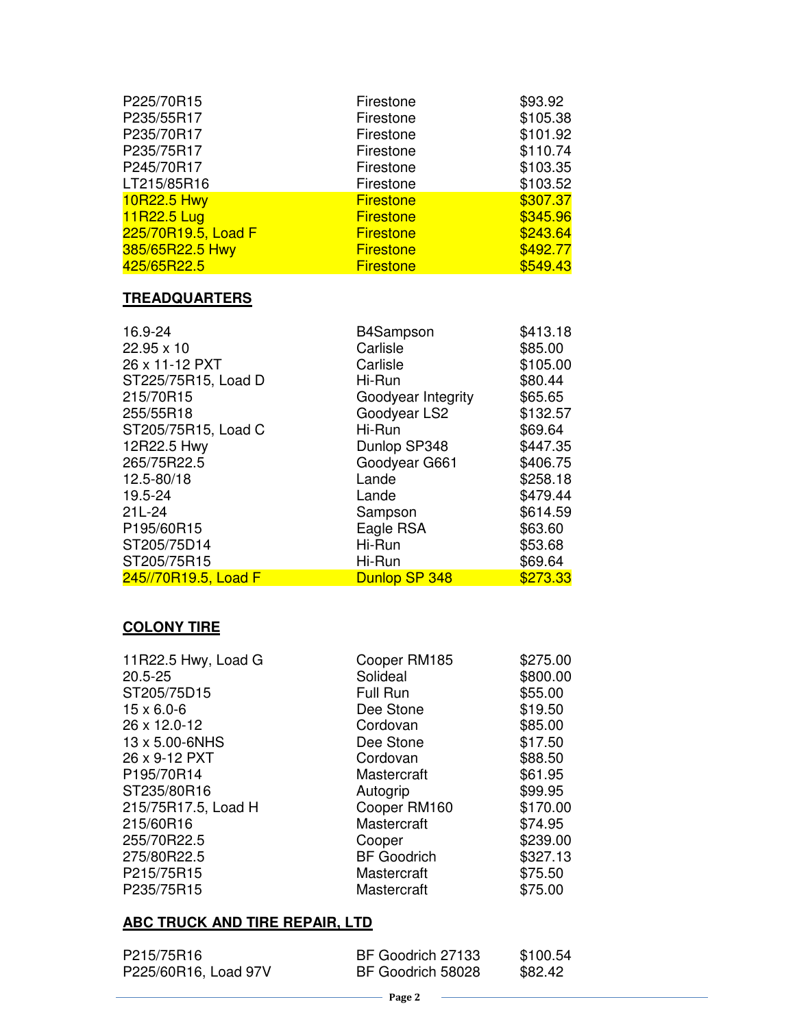| | | |
|---|---|---|
| P225/70R15 | Firestone | $93.92 |
| P235/55R17 | Firestone | $105.38 |
| P235/70R17 | Firestone | $101.92 |
| P235/75R17 | Firestone | $110.74 |
| P245/70R17 | Firestone | $103.35 |
| LT215/85R16 | Firestone | $103.52 |
| 10R22.5 Hwy | Firestone | $307.37 |
| 11R22.5 Lug | Firestone | $345.96 |
| 225/70R19.5, Load F | Firestone | $243.64 |
| 385/65R22.5 Hwy | Firestone | $492.77 |
| 425/65R22.5 | Firestone | $549.43 |

**TREADQUARTERS**

| | | |
|---|---|---|
| 16.9-24 | B4Sampson | $413.18 |
| 22.95 x 10 | Carlisle | $85.00 |
| 26 x 11-12 PXT | Carlisle | $105.00 |
| ST225/75R15, Load D | Hi-Run | $80.44 |
| 215/70R15 | Goodyear Integrity | $65.65 |
| 255/55R18 | Goodyear LS2 | $132.57 |
| ST205/75R15, Load C | Hi-Run | $69.64 |
| 12R22.5 Hwy | Dunlop SP348 | $447.35 |
| 265/75R22.5 | Goodyear G661 | $406.75 |
| 12.5-80/18 | Lande | $258.18 |
| 19.5-24 | Lande | $479.44 |
| 21L-24 | Sampson | $614.59 |
| P195/60R15 | Eagle RSA | $63.60 |
| ST205/75D14 | Hi-Run | $53.68 |
| ST205/75R15 | Hi-Run | $69.64 |
| 245//70R19.5, Load F | Dunlop SP 348 | $273.33 |

**COLONY TIRE**

| | | |
|---|---|---|
| 11R22.5 Hwy, Load G | Cooper RM185 | $275.00 |
| 20.5-25 | Solideal | $800.00 |
| ST205/75D15 | Full Run | $55.00 |
| 15 x 6.0-6 | Dee Stone | $19.50 |
| 26 x 12.0-12 | Cordovan | $85.00 |
| 13 x 5.00-6NHS | Dee Stone | $17.50 |
| 26 x 9-12 PXT | Cordovan | $88.50 |
| P195/70R14 | Mastercraft | $61.95 |
| ST235/80R16 | Autogrip | $99.95 |
| 215/75R17.5, Load H | Cooper RM160 | $170.00 |
| 215/60R16 | Mastercraft | $74.95 |
| 255/70R22.5 | Cooper | $239.00 |
| 275/80R22.5 | BF Goodrich | $327.13 |
| P215/75R15 | Mastercraft | $75.50 |
| P235/75R15 | Mastercraft | $75.00 |

**ABC TRUCK AND TIRE REPAIR, LTD**

| | | |
|---|---|---|
| P215/75R16 | BF Goodrich 27133 | $100.54 |
| P225/60R16, Load 97V | BF Goodrich 58028 | $82.42 |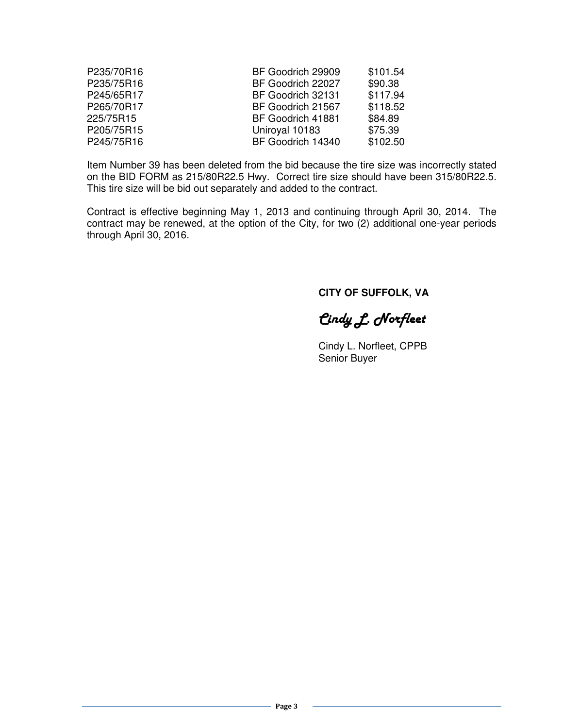| | | |
|---|---|---|
| P235/70R16 | BF Goodrich 29909 | $101.54 |
| P235/75R16 | BF Goodrich 22027 | $90.38 |
| P245/65R17 | BF Goodrich 32131 | $117.94 |
| P265/70R17 | BF Goodrich 21567 | $118.52 |
| 225/75R15 | BF Goodrich 41881 | $84.89 |
| P205/75R15 | Uniroyal 10183 | $75.39 |
| P245/75R16 | BF Goodrich 14340 | $102.50 |

Item Number 39 has been deleted from the bid because the tire size was incorrectly stated on the BID FORM as 215/80R22.5 Hwy. Correct tire size should have been 315/80R22.5. This tire size will be bid out separately and added to the contract.

Contract is effective beginning May 1, 2013 and continuing through April 30, 2014. The contract may be renewed, at the option of the City, for two (2) additional one-year periods through April 30, 2016.

**CITY OF SUFFOLK, VA**

*Cindy L. Norfleet*

Cindy L. Norfleet, CPPB
Senior Buyer